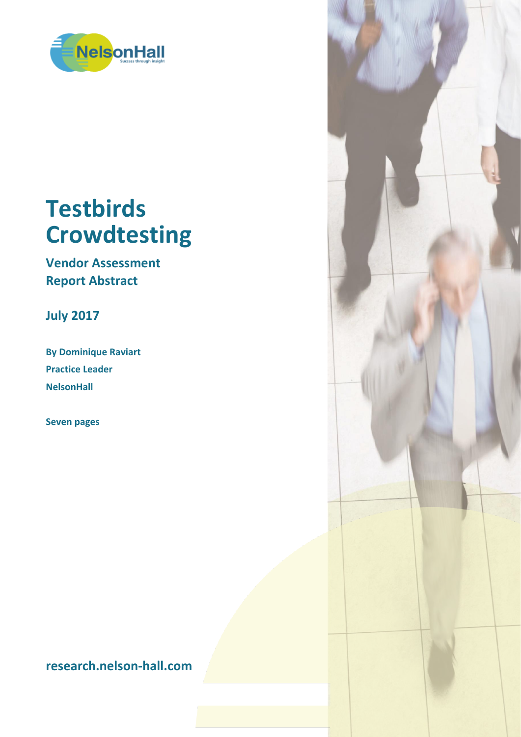# Testbirds Crowdtesting

## Vendor Assessment Report Abstract

**July 2017**

**By Dominique Raviart**
**Practice Leader**
**NelsonHall**

**Seven pages**

**research.nelson-hall.com**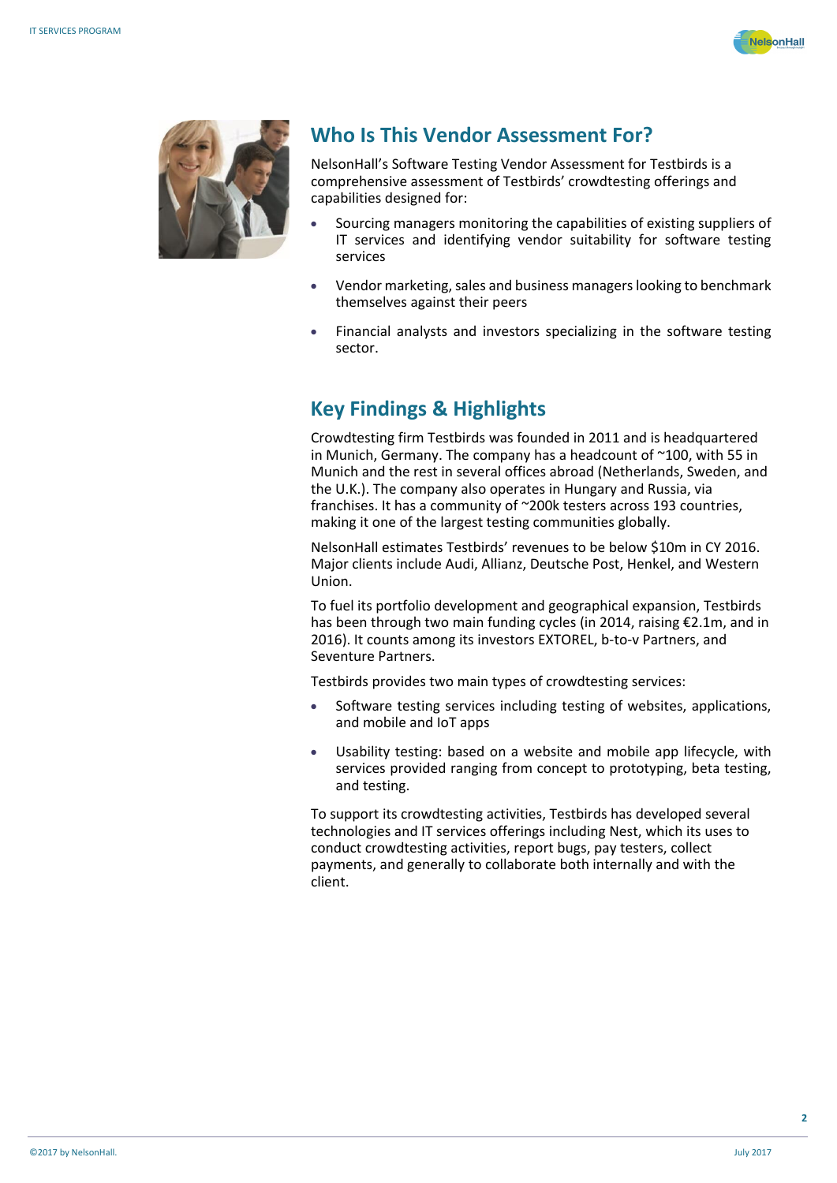## Who Is This Vendor Assessment For?

NelsonHall's Software Testing Vendor Assessment for Testbirds is a comprehensive assessment of Testbirds' crowdtesting offerings and capabilities designed for:

- Sourcing managers monitoring the capabilities of existing suppliers of IT services and identifying vendor suitability for software testing services
- Vendor marketing, sales and business managers looking to benchmark themselves against their peers
- Financial analysts and investors specializing in the software testing sector.

## Key Findings & Highlights

Crowdtesting firm Testbirds was founded in 2011 and is headquartered in Munich, Germany. The company has a headcount of ~100, with 55 in Munich and the rest in several offices abroad (Netherlands, Sweden, and the U.K.). The company also operates in Hungary and Russia, via franchises. It has a community of ~200k testers across 193 countries, making it one of the largest testing communities globally.

NelsonHall estimates Testbirds' revenues to be below $10m in CY 2016. Major clients include Audi, Allianz, Deutsche Post, Henkel, and Western Union.

To fuel its portfolio development and geographical expansion, Testbirds has been through two main funding cycles (in 2014, raising €2.1m, and in 2016). It counts among its investors EXTOREL, b-to-v Partners, and Seventure Partners.

Testbirds provides two main types of crowdtesting services:

- Software testing services including testing of websites, applications, and mobile and IoT apps
- Usability testing: based on a website and mobile app lifecycle, with services provided ranging from concept to prototyping, beta testing, and testing.

To support its crowdtesting activities, Testbirds has developed several technologies and IT services offerings including Nest, which its uses to conduct crowdtesting activities, report bugs, pay testers, collect payments, and generally to collaborate both internally and with the client.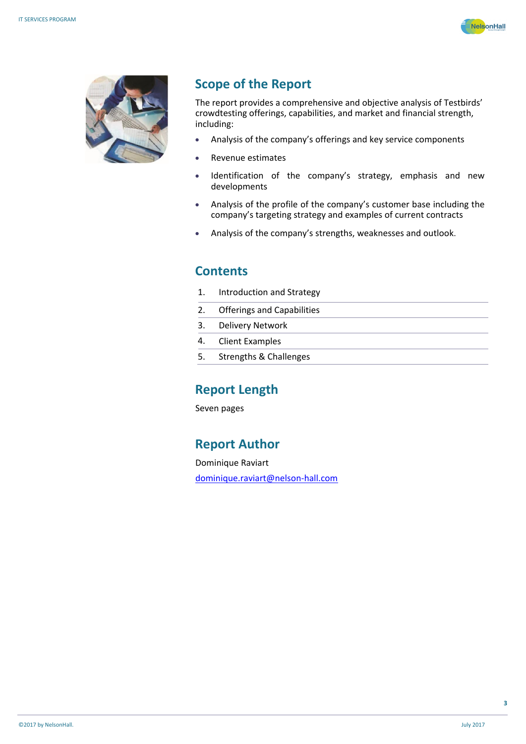## Scope of the Report

The report provides a comprehensive and objective analysis of Testbirds' crowdtesting offerings, capabilities, and market and financial strength, including:

- Analysis of the company's offerings and key service components
- Revenue estimates
- Identification of the company's strategy, emphasis and new developments
- Analysis of the profile of the company's customer base including the company's targeting strategy and examples of current contracts
- Analysis of the company's strengths, weaknesses and outlook.

## Contents

1. Introduction and Strategy
2. Offerings and Capabilities
3. Delivery Network
4. Client Examples
5. Strengths & Challenges

## Report Length

Seven pages

## Report Author

Dominique Raviart

dominique.raviart@nelson-hall.com